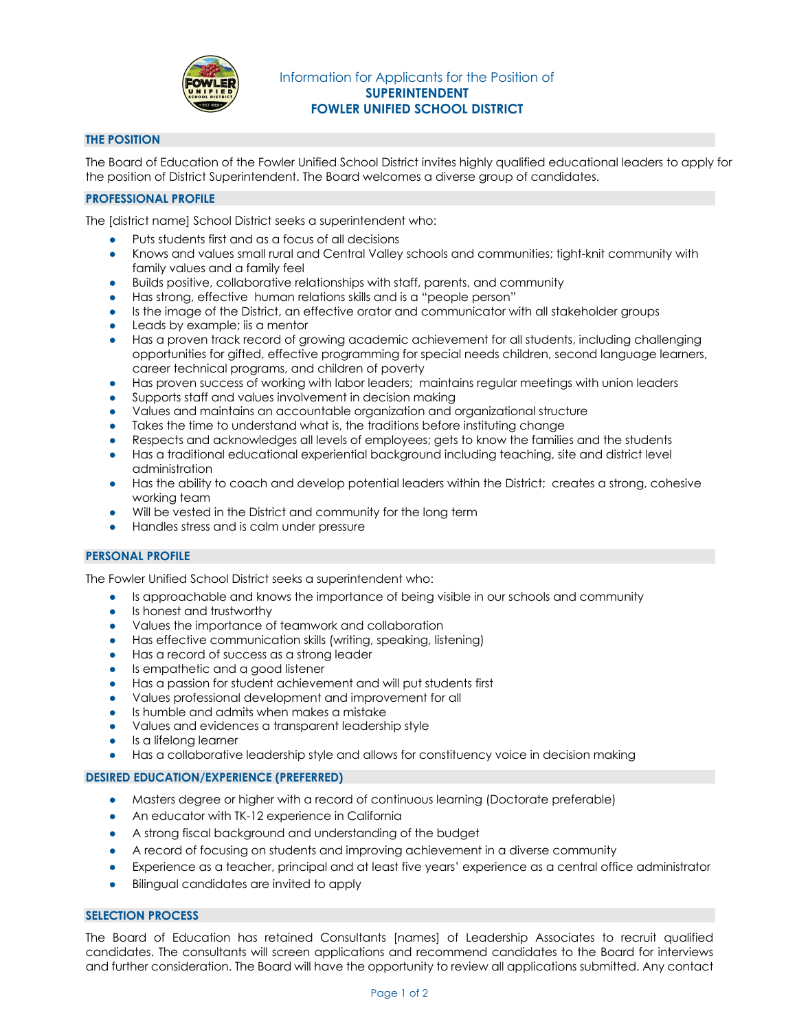# Information for Applicants for the Position of
## SUPERINTENDENT
## FOWLER UNIFIED SCHOOL DISTRICT

### THE POSITION

The Board of Education of the Fowler Unified School District invites highly qualified educational leaders to apply for the position of District Superintendent. The Board welcomes a diverse group of candidates.

### PROFESSIONAL PROFILE

The [district name] School District seeks a superintendent who:

- Puts students first and as a focus of all decisions
- Knows and values small rural and Central Valley schools and communities; tight-knit community with family values and a family feel
- Builds positive, collaborative relationships with staff, parents, and community
- Has strong, effective human relations skills and is a "people person"
- Is the image of the District, an effective orator and communicator with all stakeholder groups
- Leads by example; iis a mentor
- Has a proven track record of growing academic achievement for all students, including challenging opportunities for gifted, effective programming for special needs children, second language learners, career technical programs, and children of poverty
- Has proven success of working with labor leaders; maintains regular meetings with union leaders
- Supports staff and values involvement in decision making
- Values and maintains an accountable organization and organizational structure
- Takes the time to understand what is, the traditions before instituting change
- Respects and acknowledges all levels of employees; gets to know the families and the students
- Has a traditional educational experiential background including teaching, site and district level administration
- Has the ability to coach and develop potential leaders within the District; creates a strong, cohesive working team
- Will be vested in the District and community for the long term
- Handles stress and is calm under pressure

### PERSONAL PROFILE

The Fowler Unified School District seeks a superintendent who:

- Is approachable and knows the importance of being visible in our schools and community
- Is honest and trustworthy
- Values the importance of teamwork and collaboration
- Has effective communication skills (writing, speaking, listening)
- Has a record of success as a strong leader
- Is empathetic and a good listener
- Has a passion for student achievement and will put students first
- Values professional development and improvement for all
- Is humble and admits when makes a mistake
- Values and evidences a transparent leadership style
- Is a lifelong learner
- Has a collaborative leadership style and allows for constituency voice in decision making

### DESIRED EDUCATION/EXPERIENCE (PREFERRED)

- Masters degree or higher with a record of continuous learning (Doctorate preferable)
- An educator with TK-12 experience in California
- A strong fiscal background and understanding of the budget
- A record of focusing on students and improving achievement in a diverse community
- Experience as a teacher, principal and at least five years' experience as a central office administrator
- Bilingual candidates are invited to apply

### SELECTION PROCESS

The Board of Education has retained Consultants [names] of Leadership Associates to recruit qualified candidates. The consultants will screen applications and recommend candidates to the Board for interviews and further consideration. The Board will have the opportunity to review all applications submitted. Any contact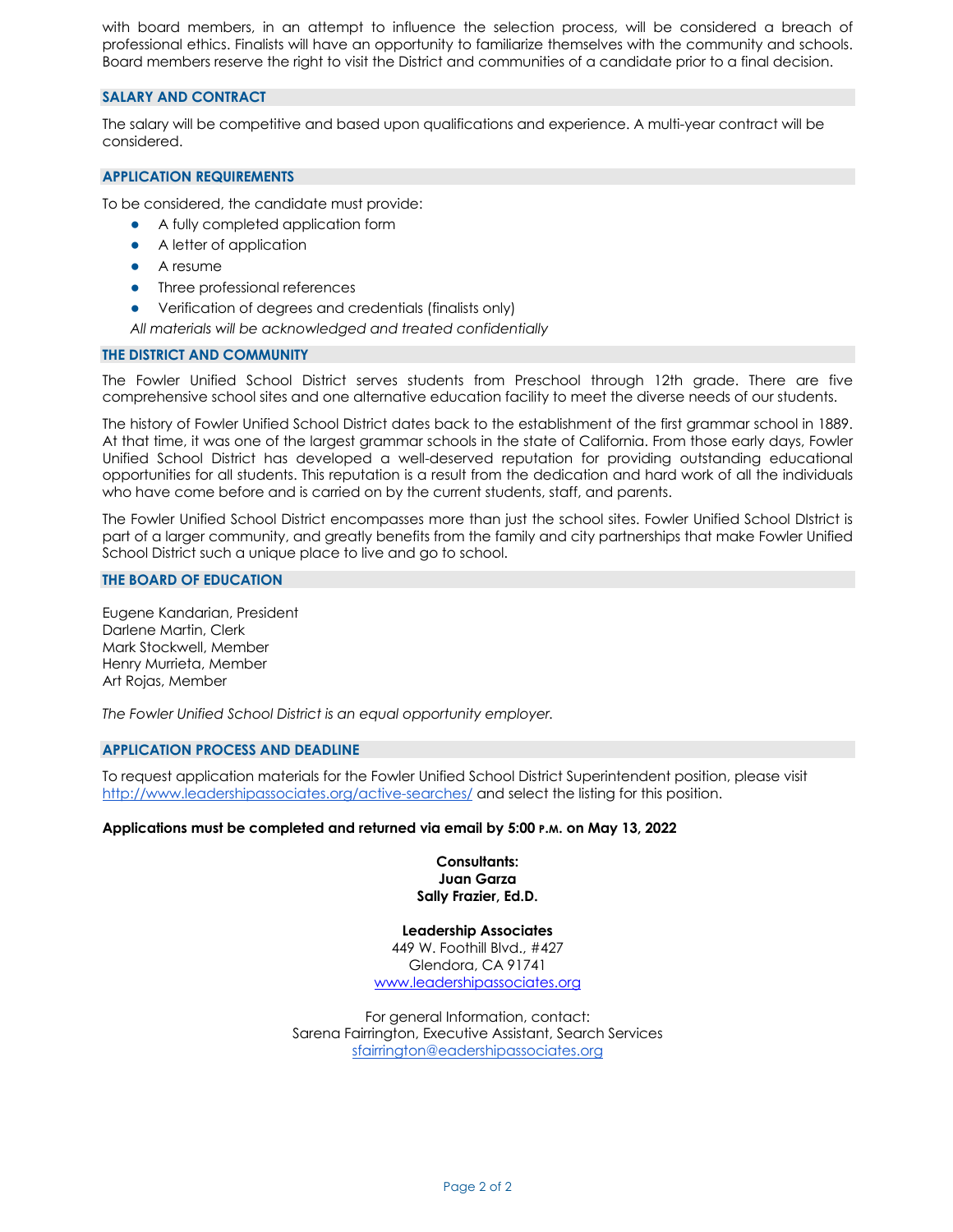with board members, in an attempt to influence the selection process, will be considered a breach of professional ethics. Finalists will have an opportunity to familiarize themselves with the community and schools. Board members reserve the right to visit the District and communities of a candidate prior to a final decision.

## SALARY AND CONTRACT

The salary will be competitive and based upon qualifications and experience. A multi-year contract will be considered.

## APPLICATION REQUIREMENTS

To be considered, the candidate must provide:

- A fully completed application form
- A letter of application
- A resume
- Three professional references
- Verification of degrees and credentials (finalists only)

*All materials will be acknowledged and treated confidentially*

## THE DISTRICT AND COMMUNITY

The Fowler Unified School District serves students from Preschool through 12th grade. There are five comprehensive school sites and one alternative education facility to meet the diverse needs of our students.

The history of Fowler Unified School District dates back to the establishment of the first grammar school in 1889. At that time, it was one of the largest grammar schools in the state of California. From those early days, Fowler Unified School District has developed a well-deserved reputation for providing outstanding educational opportunities for all students. This reputation is a result from the dedication and hard work of all the individuals who have come before and is carried on by the current students, staff, and parents.

The Fowler Unified School District encompasses more than just the school sites. Fowler Unified School DIstrict is part of a larger community, and greatly benefits from the family and city partnerships that make Fowler Unified School District such a unique place to live and go to school.

## THE BOARD OF EDUCATION

Eugene Kandarian, President
Darlene Martin, Clerk
Mark Stockwell, Member
Henry Murrieta, Member
Art Rojas, Member

*The Fowler Unified School District is an equal opportunity employer.*

## APPLICATION PROCESS AND DEADLINE

To request application materials for the Fowler Unified School District Superintendent position, please visit http://www.leadershipassociates.org/active-searches/ and select the listing for this position.

**Applications must be completed and returned via email by 5:00 P.M. on May 13, 2022**

**Consultants:**
**Juan Garza**
**Sally Frazier, Ed.D.**

**Leadership Associates**
449 W. Foothill Blvd., #427
Glendora, CA 91741
www.leadershipassociates.org

For general Information, contact:
Sarena Fairrington, Executive Assistant, Search Services
sfairrington@eadershipassociates.org